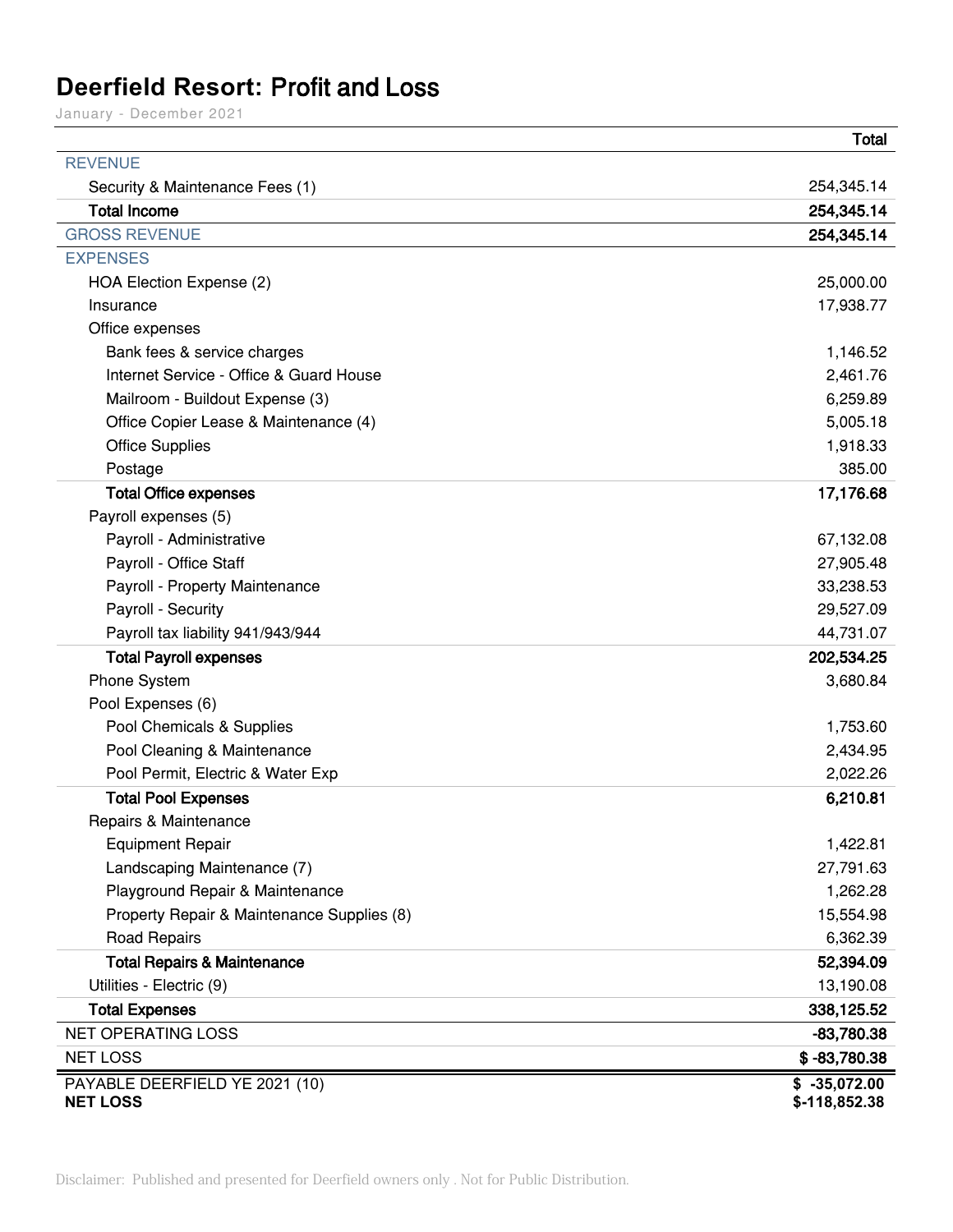# Deerfield Resort: Profit and Loss

January - December 2021

| | Total |
|---|---|
| REVENUE | |
| Security & Maintenance Fees (1) | 254,345.14 |
| **Total Income** | **254,345.14** |
| GROSS REVENUE | **254,345.14** |
| EXPENSES | |
| HOA Election Expense (2) | 25,000.00 |
| Insurance | 17,938.77 |
| Office expenses | |
| Bank fees & service charges | 1,146.52 |
| Internet Service - Office & Guard House | 2,461.76 |
| Mailroom - Buildout Expense (3) | 6,259.89 |
| Office Copier Lease & Maintenance (4) | 5,005.18 |
| Office Supplies | 1,918.33 |
| Postage | 385.00 |
| **Total Office expenses** | **17,176.68** |
| Payroll expenses (5) | |
| Payroll - Administrative | 67,132.08 |
| Payroll - Office Staff | 27,905.48 |
| Payroll - Property Maintenance | 33,238.53 |
| Payroll - Security | 29,527.09 |
| Payroll tax liability 941/943/944 | 44,731.07 |
| **Total Payroll expenses** | **202,534.25** |
| Phone System | 3,680.84 |
| Pool Expenses (6) | |
| Pool Chemicals & Supplies | 1,753.60 |
| Pool Cleaning & Maintenance | 2,434.95 |
| Pool Permit, Electric & Water Exp | 2,022.26 |
| **Total Pool Expenses** | **6,210.81** |
| Repairs & Maintenance | |
| Equipment Repair | 1,422.81 |
| Landscaping Maintenance (7) | 27,791.63 |
| Playground Repair & Maintenance | 1,262.28 |
| Property Repair & Maintenance Supplies (8) | 15,554.98 |
| Road Repairs | 6,362.39 |
| **Total Repairs & Maintenance** | **52,394.09** |
| Utilities - Electric (9) | 13,190.08 |
| **Total Expenses** | **338,125.52** |
| NET OPERATING LOSS | **-83,780.38** |
| NET LOSS | **$ -83,780.38** |
| PAYABLE DEERFIELD YE 2021 (10) | **$ -35,072.00** |
| **NET LOSS** | **$-118,852.38** |

Disclaimer: Published and presented for Deerfield owners only . Not for Public Distribution.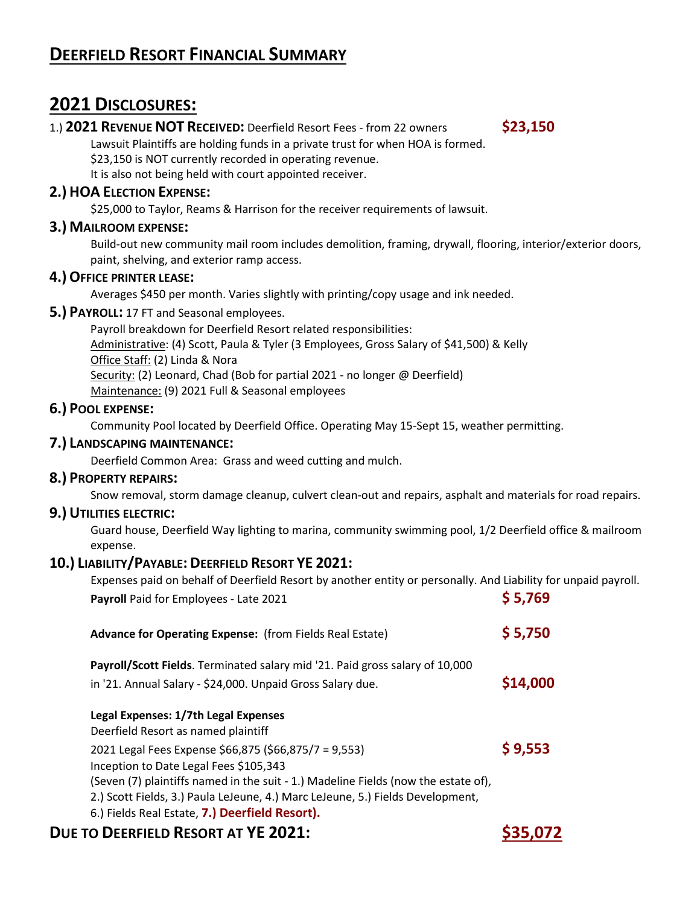# DEERFIELD RESORT FINANCIAL SUMMARY

## 2021 DISCLOSURES:

1.) **2021 REVENUE NOT RECEIVED:** Deerfield Resort Fees - from 22 owners **$23,150**

Lawsuit Plaintiffs are holding funds in a private trust for when HOA is formed.
$23,150 is NOT currently recorded in operating revenue.
It is also not being held with court appointed receiver.

### 2.) HOA ELECTION EXPENSE:

$25,000 to Taylor, Reams & Harrison for the receiver requirements of lawsuit.

### 3.) MAILROOM EXPENSE:

Build-out new community mail room includes demolition, framing, drywall, flooring, interior/exterior doors, paint, shelving, and exterior ramp access.

### 4.) OFFICE PRINTER LEASE:

Averages $450 per month. Varies slightly with printing/copy usage and ink needed.

### 5.) PAYROLL: 17 FT and Seasonal employees.

Payroll breakdown for Deerfield Resort related responsibilities:
Administrative: (4) Scott, Paula & Tyler (3 Employees, Gross Salary of $41,500) & Kelly
Office Staff: (2) Linda & Nora
Security: (2) Leonard, Chad (Bob for partial 2021 - no longer @ Deerfield)
Maintenance: (9) 2021 Full & Seasonal employees

### 6.) POOL EXPENSE:

Community Pool located by Deerfield Office. Operating May 15-Sept 15, weather permitting.

### 7.) LANDSCAPING MAINTENANCE:

Deerfield Common Area: Grass and weed cutting and mulch.

### 8.) PROPERTY REPAIRS:

Snow removal, storm damage cleanup, culvert clean-out and repairs, asphalt and materials for road repairs.

### 9.) UTILITIES ELECTRIC:

Guard house, Deerfield Way lighting to marina, community swimming pool, 1/2 Deerfield office & mailroom expense.

### 10.) LIABILITY/PAYABLE: DEERFIELD RESORT YE 2021:

Expenses paid on behalf of Deerfield Resort by another entity or personally. And Liability for unpaid payroll.

**Payroll** Paid for Employees - Late 2021 **$ 5,769**

**Advance for Operating Expense:** (from Fields Real Estate) **$ 5,750**

**Payroll/Scott Fields**. Terminated salary mid '21. Paid gross salary of 10,000 in '21. Annual Salary - $24,000. Unpaid Gross Salary due. **$14,000**

**Legal Expenses: 1/7th Legal Expenses**
Deerfield Resort as named plaintiff
2021 Legal Fees Expense $66,875 ($66,875/7 = 9,553) **$ 9,553**
Inception to Date Legal Fees $105,343
(Seven (7) plaintiffs named in the suit - 1.) Madeline Fields (now the estate of), 2.) Scott Fields, 3.) Paula LeJeune, 4.) Marc LeJeune, 5.) Fields Development, 6.) Fields Real Estate, **7.) Deerfield Resort).**

### DUE TO DEERFIELD RESORT AT YE 2021: **$35,072**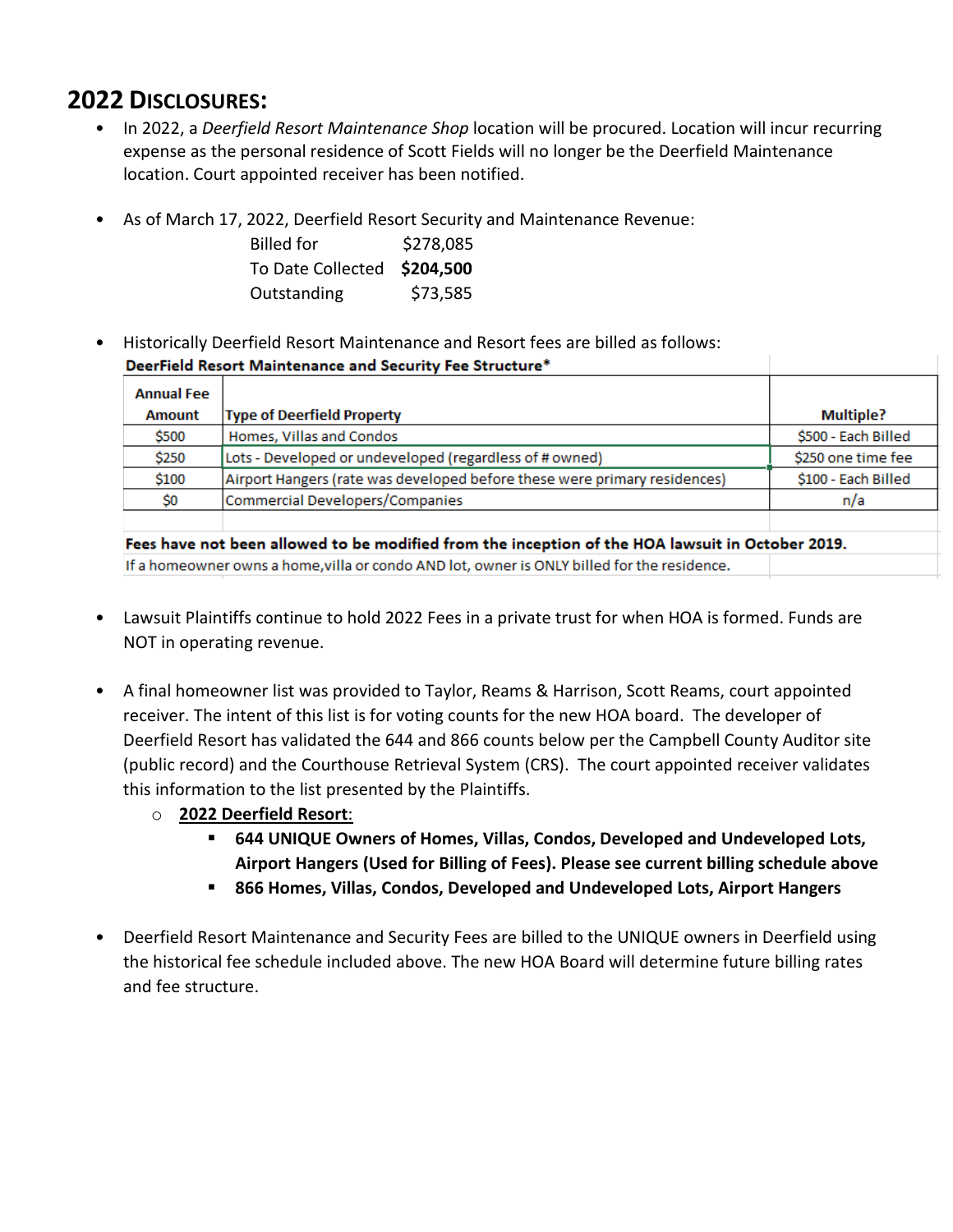## 2022 DISCLOSURES:

- In 2022, a *Deerfield Resort Maintenance Shop* location will be procured. Location will incur recurring expense as the personal residence of Scott Fields will no longer be the Deerfield Maintenance location. Court appointed receiver has been notified.

- As of March 17, 2022, Deerfield Resort Security and Maintenance Revenue:

| | |
|---|---|
| Billed for | $278,085 |
| To Date Collected | **$204,500** |
| Outstanding | $73,585 |

- Historically Deerfield Resort Maintenance and Resort fees are billed as follows:

**DeerField Resort Maintenance and Security Fee Structure***

| Annual Fee Amount | Type of Deerfield Property | Multiple? |
|---|---|---|
| $500 | Homes, Villas and Condos | $500 - Each Billed |
| $250 | Lots - Developed or undeveloped (regardless of # owned) | $250 one time fee |
| $100 | Airport Hangers (rate was developed before these were primary residences) | $100 - Each Billed |
| $0 | Commercial Developers/Companies | n/a |

**Fees have not been allowed to be modified from the inception of the HOA lawsuit in October 2019.**

If a homeowner owns a home,villa or condo AND lot, owner is ONLY billed for the residence.

- Lawsuit Plaintiffs continue to hold 2022 Fees in a private trust for when HOA is formed. Funds are NOT in operating revenue.

- A final homeowner list was provided to Taylor, Reams & Harrison, Scott Reams, court appointed receiver. The intent of this list is for voting counts for the new HOA board. The developer of Deerfield Resort has validated the 644 and 866 counts below per the Campbell County Auditor site (public record) and the Courthouse Retrieval System (CRS). The court appointed receiver validates this information to the list presented by the Plaintiffs.
  - <u>**2022 Deerfield Resort**</u>:
    - **644 UNIQUE Owners of Homes, Villas, Condos, Developed and Undeveloped Lots, Airport Hangers (Used for Billing of Fees). Please see current billing schedule above**
    - **866 Homes, Villas, Condos, Developed and Undeveloped Lots, Airport Hangers**

- Deerfield Resort Maintenance and Security Fees are billed to the UNIQUE owners in Deerfield using the historical fee schedule included above. The new HOA Board will determine future billing rates and fee structure.